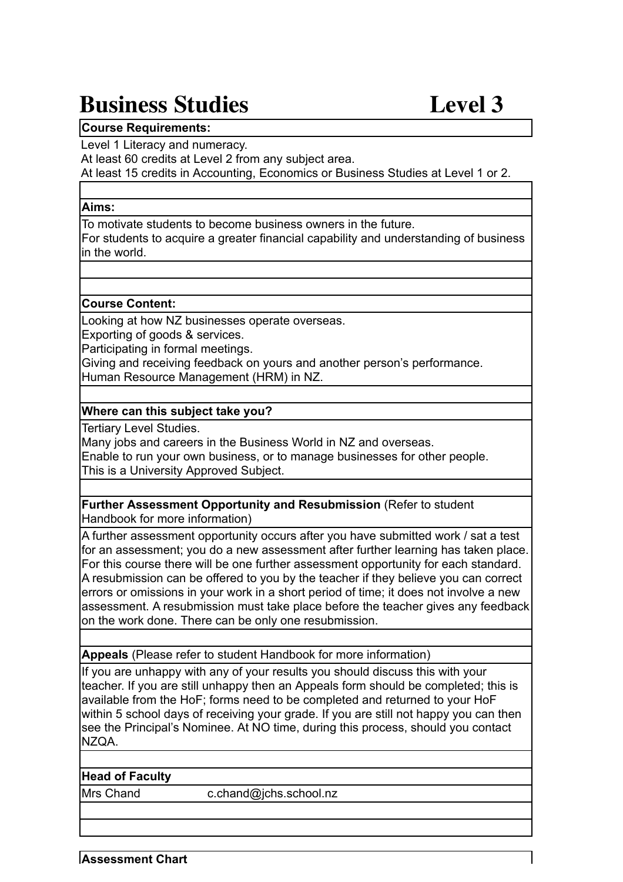# Business Studies Level 3

**Course Requirements:**

Level 1 Literacy and numeracy.
At least 60 credits at Level 2 from any subject area.
At least 15 credits in Accounting, Economics or Business Studies at Level 1 or 2.

**Aims:**

To motivate students to become business owners in the future.
For students to acquire a greater financial capability and understanding of business in the world.

**Course Content:**

Looking at how NZ businesses operate overseas.
Exporting of goods & services.
Participating in formal meetings.
Giving and receiving feedback on yours and another person's performance.
Human Resource Management (HRM) in NZ.

**Where can this subject take you?**

Tertiary Level Studies.
Many jobs and careers in the Business World in NZ and overseas.
Enable to run your own business, or to manage businesses for other people.
This is a University Approved Subject.

**Further Assessment Opportunity and Resubmission** (Refer to student Handbook for more information)

A further assessment opportunity occurs after you have submitted work / sat a test for an assessment; you do a new assessment after further learning has taken place. For this course there will be one further assessment opportunity for each standard. A resubmission can be offered to you by the teacher if they believe you can correct errors or omissions in your work in a short period of time; it does not involve a new assessment. A resubmission must take place before the teacher gives any feedback on the work done. There can be only one resubmission.

**Appeals** (Please refer to student Handbook for more information)

If you are unhappy with any of your results you should discuss this with your teacher. If you are still unhappy then an Appeals form should be completed; this is available from the HoF; forms need to be completed and returned to your HoF within 5 school days of receiving your grade. If you are still not happy you can then see the Principal's Nominee. At NO time, during this process, should you contact NZQA.

**Head of Faculty**

Mrs Chand c.chand@jchs.school.nz

**Assessment Chart**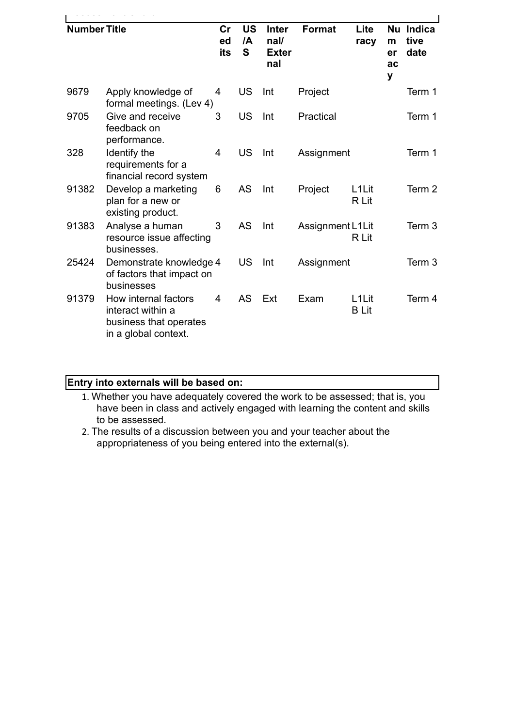| Number | Title | Credits | US/AS | Internal/External | Format | Literacy | Numeracy | Indicative date |
|---|---|---|---|---|---|---|---|---|
| 9679 | Apply knowledge of formal meetings. (Lev 4) | 4 | US | Int | Project | | | Term 1 |
| 9705 | Give and receive feedback on performance. | 3 | US | Int | Practical | | | Term 1 |
| 328 | Identify the requirements for a financial record system | 4 | US | Int | Assignment | | | Term 1 |
| 91382 | Develop a marketing plan for a new or existing product. | 6 | AS | Int | Project | L1Lit R Lit | | Term 2 |
| 91383 | Analyse a human resource issue affecting businesses. | 3 | AS | Int | Assignment | L1Lit R Lit | | Term 3 |
| 25424 | Demonstrate knowledge of factors that impact on businesses | 4 | US | Int | Assignment | | | Term 3 |
| 91379 | How internal factors interact within a business that operates in a global context. | 4 | AS | Ext | Exam | L1Lit B Lit | | Term 4 |

**Entry into externals will be based on:**

1. Whether you have adequately covered the work to be assessed; that is, you have been in class and actively engaged with learning the content and skills to be assessed.
2. The results of a discussion between you and your teacher about the appropriateness of you being entered into the external(s).